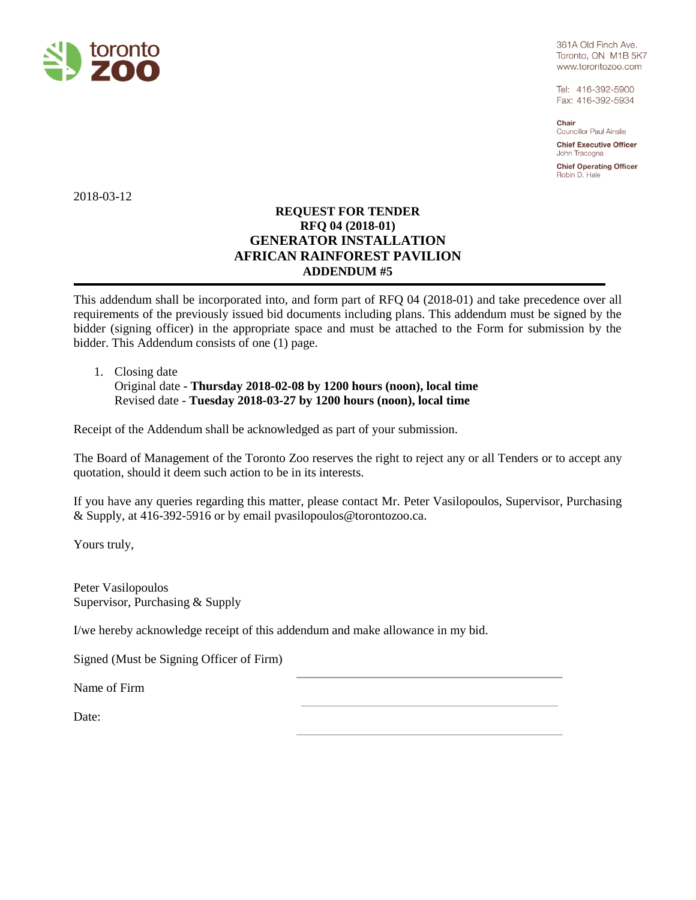toronto zoo

361A Old Finch Ave.
Toronto, ON M1B 5K7
www.torontozoo.com

Tel: 416-392-5900
Fax: 416-392-5934

**Chair**
Councillor Paul Ainslie

**Chief Executive Officer**
John Tracogna

**Chief Operating Officer**
Robin D. Hale

2018-03-12

# REQUEST FOR TENDER
## RFQ 04 (2018-01)
## GENERATOR INSTALLATION
## AFRICAN RAINFOREST PAVILION
## ADDENDUM #5

This addendum shall be incorporated into, and form part of RFQ 04 (2018-01) and take precedence over all requirements of the previously issued bid documents including plans. This addendum must be signed by the bidder (signing officer) in the appropriate space and must be attached to the Form for submission by the bidder. This Addendum consists of one (1) page.

1. Closing date
   Original date - **Thursday 2018-02-08 by 1200 hours (noon), local time**
   Revised date - **Tuesday 2018-03-27 by 1200 hours (noon), local time**

Receipt of the Addendum shall be acknowledged as part of your submission.

The Board of Management of the Toronto Zoo reserves the right to reject any or all Tenders or to accept any quotation, should it deem such action to be in its interests.

If you have any queries regarding this matter, please contact Mr. Peter Vasilopoulos, Supervisor, Purchasing & Supply, at 416-392-5916 or by email pvasilopoulos@torontozoo.ca.

Yours truly,

Peter Vasilopoulos
Supervisor, Purchasing & Supply

I/we hereby acknowledge receipt of this addendum and make allowance in my bid.

Signed (Must be Signing Officer of Firm) ______________________________

Name of Firm ______________________________

Date: ______________________________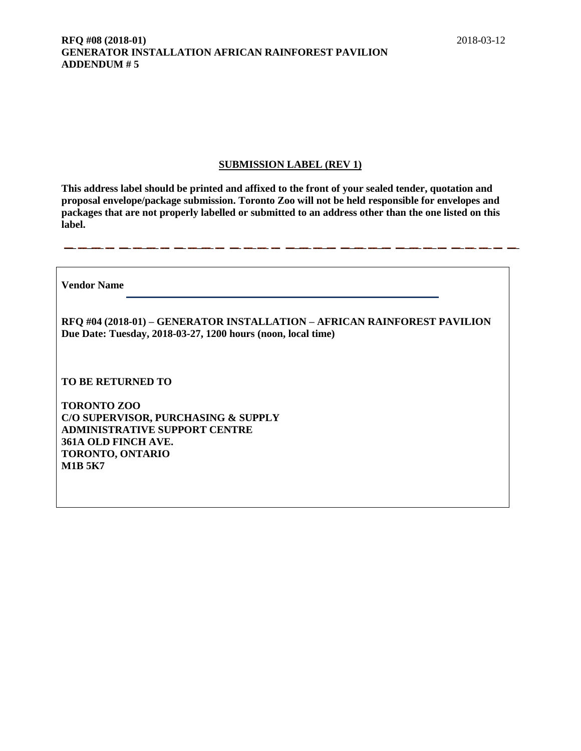**RFQ #08 (2018-01)** 2018-03-12
**GENERATOR INSTALLATION AFRICAN RAINFOREST PAVILION**
**ADDENDUM # 5**

## SUBMISSION LABEL (REV 1)

**This address label should be printed and affixed to the front of your sealed tender, quotation and proposal envelope/package submission. Toronto Zoo will not be held responsible for envelopes and packages that are not properly labelled or submitted to an address other than the one listed on this label.**

---

**Vendor Name** ______________________________________________

**RFQ #04 (2018-01) – GENERATOR INSTALLATION – AFRICAN RAINFOREST PAVILION**
**Due Date: Tuesday, 2018-03-27, 1200 hours (noon, local time)**

**TO BE RETURNED TO**

**TORONTO ZOO**
**C/O SUPERVISOR, PURCHASING & SUPPLY**
**ADMINISTRATIVE SUPPORT CENTRE**
**361A OLD FINCH AVE.**
**TORONTO, ONTARIO**
**M1B 5K7**